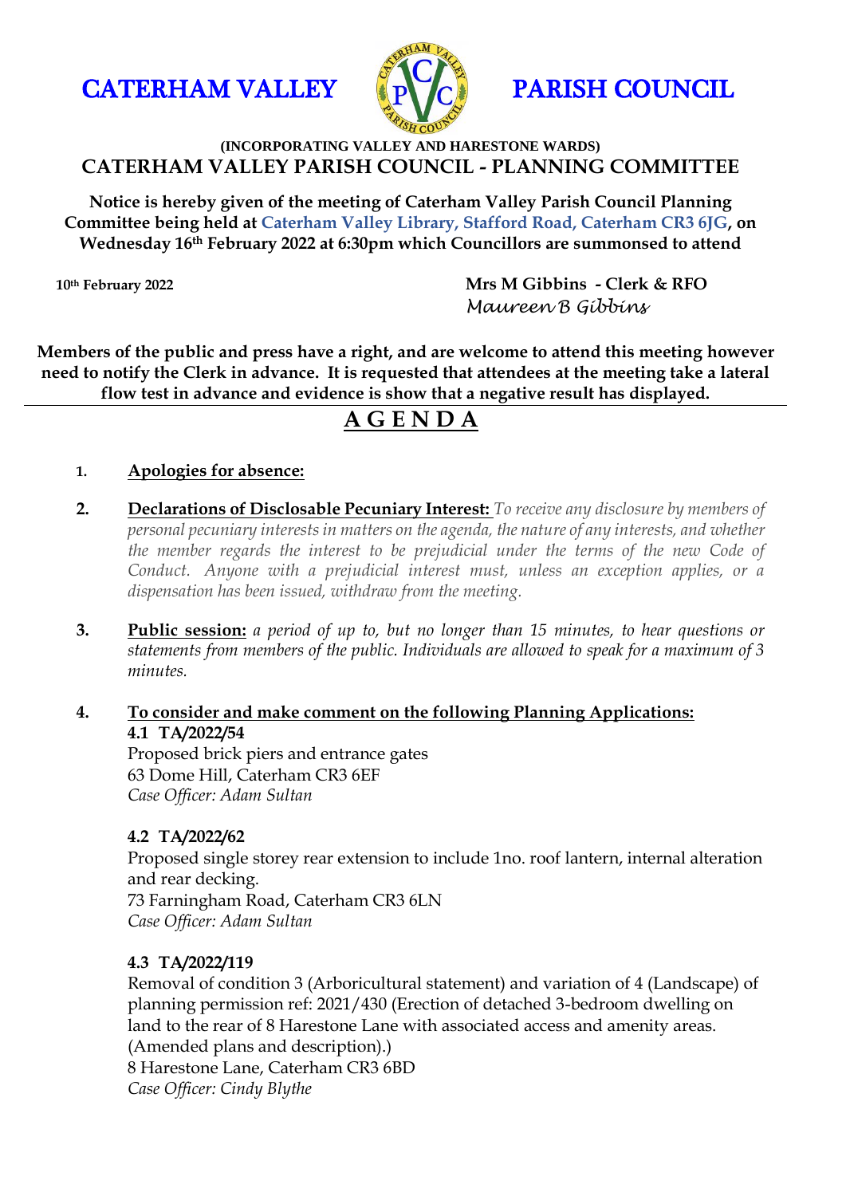# CATERHAM VALLEY PARISH COUNCIL

**(INCORPORATING VALLEY AND HARESTONE WARDS)**

## CATERHAM VALLEY PARISH COUNCIL - PLANNING COMMITTEE

**Notice is hereby given of the meeting of Caterham Valley Parish Council Planning Committee being held at Caterham Valley Library, Stafford Road, Caterham CR3 6JG, on Wednesday 16th February 2022 at 6:30pm which Councillors are summonsed to attend**

**10th February 2022**

**Mrs M Gibbins - Clerk & RFO**
*Maureen B Gibbins*

**Members of the public and press have a right, and are welcome to attend this meeting however need to notify the Clerk in advance. It is requested that attendees at the meeting take a lateral flow test in advance and evidence is show that a negative result has displayed.**

# A G E N D A

1. **Apologies for absence:**

2. **Declarations of Disclosable Pecuniary Interest:** *To receive any disclosure by members of personal pecuniary interests in matters on the agenda, the nature of any interests, and whether the member regards the interest to be prejudicial under the terms of the new Code of Conduct. Anyone with a prejudicial interest must, unless an exception applies, or a dispensation has been issued, withdraw from the meeting.*

3. **Public session:** *a period of up to, but no longer than 15 minutes, to hear questions or statements from members of the public. Individuals are allowed to speak for a maximum of 3 minutes.*

4. **To consider and make comment on the following Planning Applications:**

**4.1 TA/2022/54**
Proposed brick piers and entrance gates
63 Dome Hill, Caterham CR3 6EF
*Case Officer: Adam Sultan*

**4.2 TA/2022/62**
Proposed single storey rear extension to include 1no. roof lantern, internal alteration and rear decking.
73 Farningham Road, Caterham CR3 6LN
*Case Officer: Adam Sultan*

**4.3 TA/2022/119**
Removal of condition 3 (Arboricultural statement) and variation of 4 (Landscape) of planning permission ref: 2021/430 (Erection of detached 3-bedroom dwelling on land to the rear of 8 Harestone Lane with associated access and amenity areas. (Amended plans and description).)
8 Harestone Lane, Caterham CR3 6BD
*Case Officer: Cindy Blythe*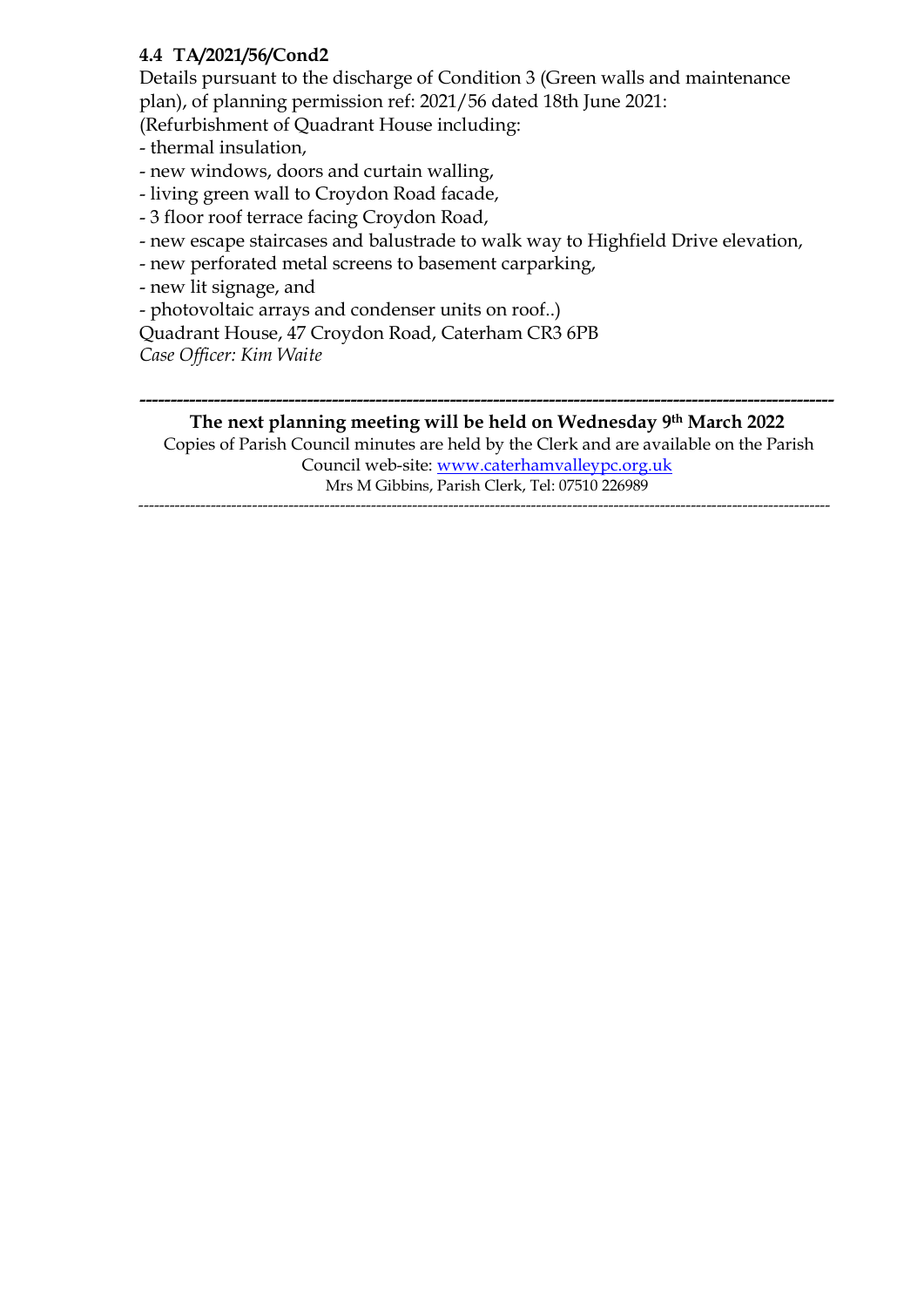**4.4 TA/2021/56/Cond2**

Details pursuant to the discharge of Condition 3 (Green walls and maintenance plan), of planning permission ref: 2021/56 dated 18th June 2021:
(Refurbishment of Quadrant House including:
- thermal insulation,
- new windows, doors and curtain walling,
- living green wall to Croydon Road facade,
- 3 floor roof terrace facing Croydon Road,
- new escape staircases and balustrade to walk way to Highfield Drive elevation,
- new perforated metal screens to basement carparking,
- new lit signage, and
- photovoltaic arrays and condenser units on roof..)

Quadrant House, 47 Croydon Road, Caterham CR3 6PB
*Case Officer: Kim Waite*

---

**The next planning meeting will be held on Wednesday 9th March 2022**

Copies of Parish Council minutes are held by the Clerk and are available on the Parish Council web-site: www.caterhamvalleypc.org.uk

Mrs M Gibbins, Parish Clerk, Tel: 07510 226989

---